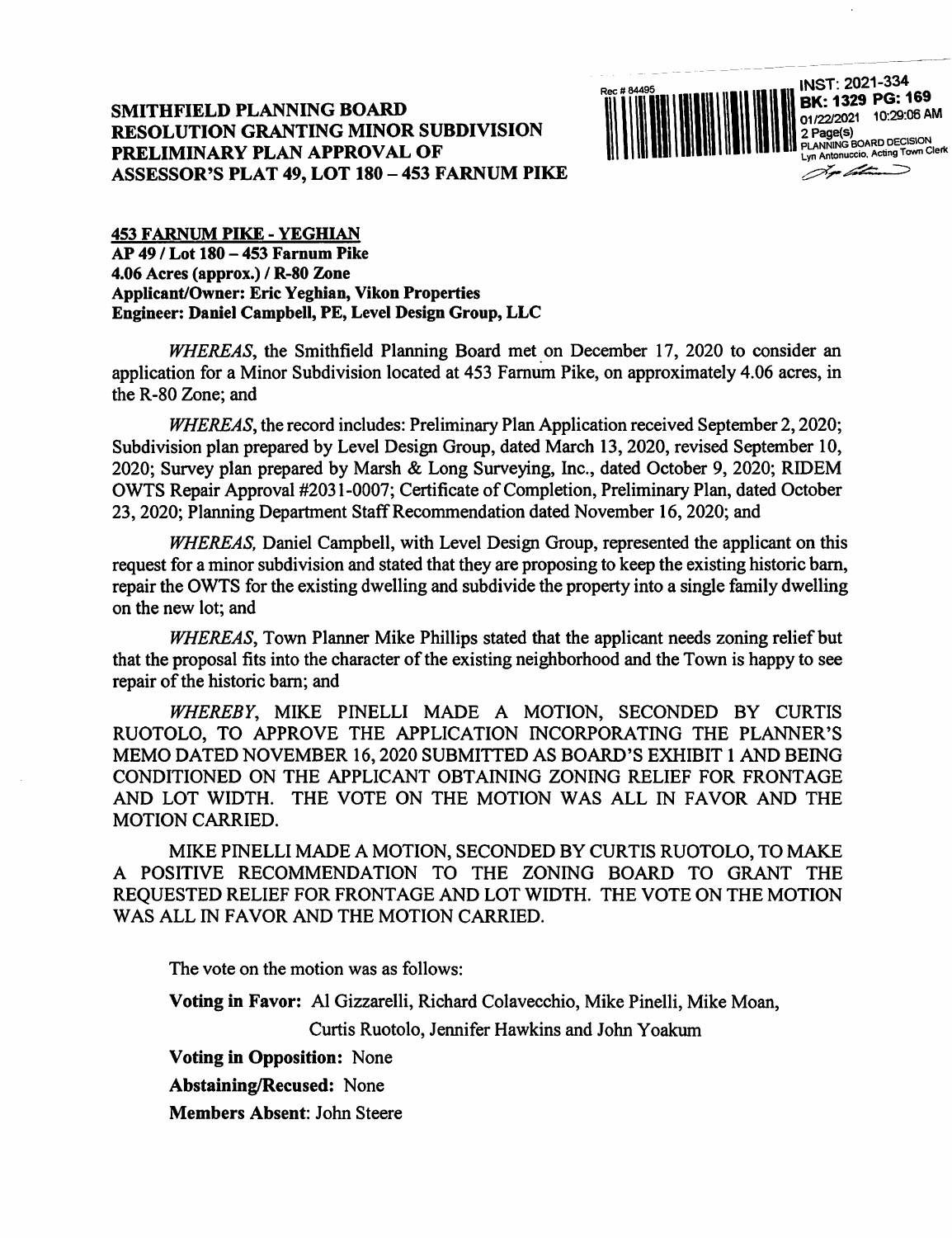# SMITHFIELD PLANNING BOARD RESOLUTION GRANTING MINOR SUBDIVISION PRELIMINARY PLAN APPROVAL OF ASSESSOR'S PLAT 49, LOT 180 – 453 FARNUM PIKE

Rec # 84495

INST: 2021-334
BK: 1329 PG: 169
01/22/2021 10:29:06 AM
2 Page(s)
PLANNING BOARD DECISION
Lyn Antonuccio, Acting Town Clerk

**453 FARNUM PIKE - YEGHIAN**
**AP 49 / Lot 180 – 453 Farnum Pike**
**4.06 Acres (approx.) / R-80 Zone**
**Applicant/Owner: Eric Yeghian, Vikon Properties**
**Engineer: Daniel Campbell, PE, Level Design Group, LLC**

*WHEREAS*, the Smithfield Planning Board met on December 17, 2020 to consider an application for a Minor Subdivision located at 453 Farnum Pike, on approximately 4.06 acres, in the R-80 Zone; and

*WHEREAS*, the record includes: Preliminary Plan Application received September 2, 2020; Subdivision plan prepared by Level Design Group, dated March 13, 2020, revised September 10, 2020; Survey plan prepared by Marsh & Long Surveying, Inc., dated October 9, 2020; RIDEM OWTS Repair Approval #2031-0007; Certificate of Completion, Preliminary Plan, dated October 23, 2020; Planning Department Staff Recommendation dated November 16, 2020; and

*WHEREAS,* Daniel Campbell, with Level Design Group, represented the applicant on this request for a minor subdivision and stated that they are proposing to keep the existing historic barn, repair the OWTS for the existing dwelling and subdivide the property into a single family dwelling on the new lot; and

*WHEREAS*, Town Planner Mike Phillips stated that the applicant needs zoning relief but that the proposal fits into the character of the existing neighborhood and the Town is happy to see repair of the historic barn; and

*WHEREBY*, MIKE PINELLI MADE A MOTION, SECONDED BY CURTIS RUOTOLO, TO APPROVE THE APPLICATION INCORPORATING THE PLANNER'S MEMO DATED NOVEMBER 16, 2020 SUBMITTED AS BOARD'S EXHIBIT 1 AND BEING CONDITIONED ON THE APPLICANT OBTAINING ZONING RELIEF FOR FRONTAGE AND LOT WIDTH. THE VOTE ON THE MOTION WAS ALL IN FAVOR AND THE MOTION CARRIED.

MIKE PINELLI MADE A MOTION, SECONDED BY CURTIS RUOTOLO, TO MAKE A POSITIVE RECOMMENDATION TO THE ZONING BOARD TO GRANT THE REQUESTED RELIEF FOR FRONTAGE AND LOT WIDTH. THE VOTE ON THE MOTION WAS ALL IN FAVOR AND THE MOTION CARRIED.

The vote on the motion was as follows:

**Voting in Favor:** Al Gizzarelli, Richard Colavecchio, Mike Pinelli, Mike Moan, Curtis Ruotolo, Jennifer Hawkins and John Yoakum

**Voting in Opposition:** None

**Abstaining/Recused:** None

**Members Absent**: John Steere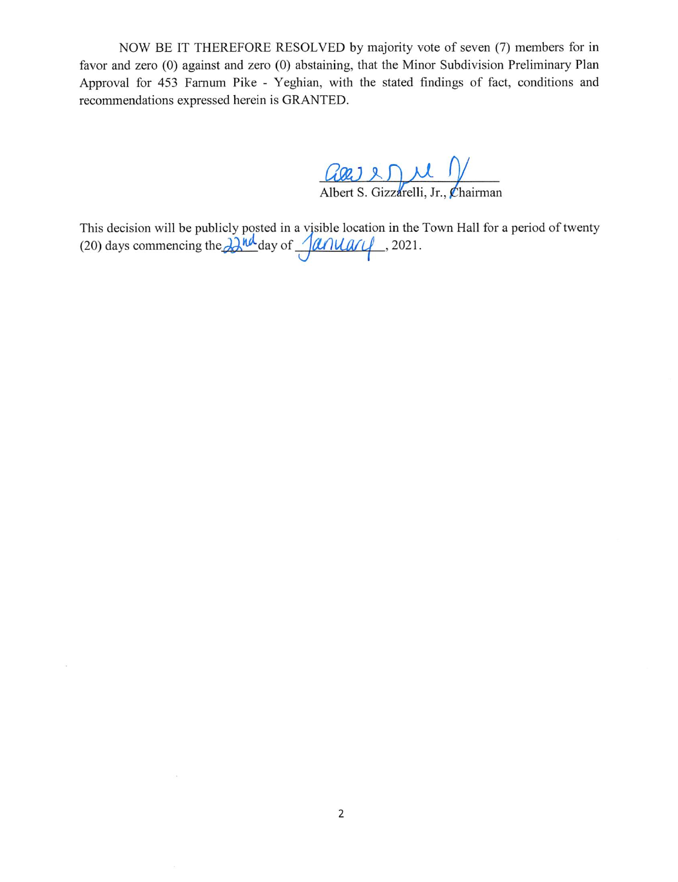NOW BE IT THEREFORE RESOLVED by majority vote of seven (7) members for in favor and zero (0) against and zero (0) abstaining, that the Minor Subdivision Preliminary Plan Approval for 453 Farnum Pike - Yeghian, with the stated findings of fact, conditions and recommendations expressed herein is GRANTED.

Albert S. Gizzarelli, Jr., Chairman

This decision will be publicly posted in a visible location in the Town Hall for a period of twenty (20) days commencing the 22nd day of January, 2021.